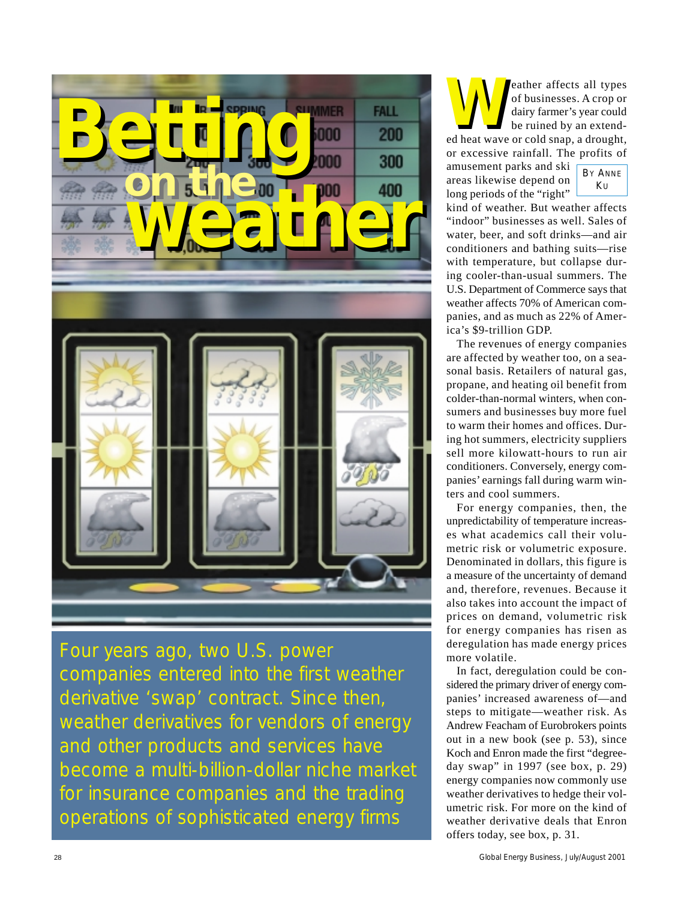# Betting on the weather

Four years ago, two U.S. power companies entered into the first weather derivative 'swap' contract. Since then, weather derivatives for vendors of energy and other products and services have become a multi-billion-dollar niche market for insurance companies and the trading operations of sophisticated energy firms

BY ANNE KU

Weather affects all types of businesses. A crop or dairy farmer's year could be ruined by an extended heat wave or cold snap, a drought, or excessive rainfall. The profits of amusement parks and ski areas likewise depend on long periods of the "right" kind of weather. But weather affects "indoor" businesses as well. Sales of water, beer, and soft drinks—and air conditioners and bathing suits—rise with temperature, but collapse during cooler-than-usual summers. The U.S. Department of Commerce says that weather affects 70% of American companies, and as much as 22% of America's $9-trillion GDP.

The revenues of energy companies are affected by weather too, on a seasonal basis. Retailers of natural gas, propane, and heating oil benefit from colder-than-normal winters, when consumers and businesses buy more fuel to warm their homes and offices. During hot summers, electricity suppliers sell more kilowatt-hours to run air conditioners. Conversely, energy companies' earnings fall during warm winters and cool summers.

For energy companies, then, the unpredictability of temperature increases what academics call their volumetric risk or volumetric exposure. Denominated in dollars, this figure is a measure of the uncertainty of demand and, therefore, revenues. Because it also takes into account the impact of prices on demand, volumetric risk for energy companies has risen as deregulation has made energy prices more volatile.

In fact, deregulation could be considered the primary driver of energy companies' increased awareness of—and steps to mitigate—weather risk. As Andrew Feacham of Eurobrokers points out in a new book (see p. 53), since Koch and Enron made the first "degree-day swap" in 1997 (see box, p. 29) energy companies now commonly use weather derivatives to hedge their volumetric risk. For more on the kind of weather derivative deals that Enron offers today, see box, p. 31.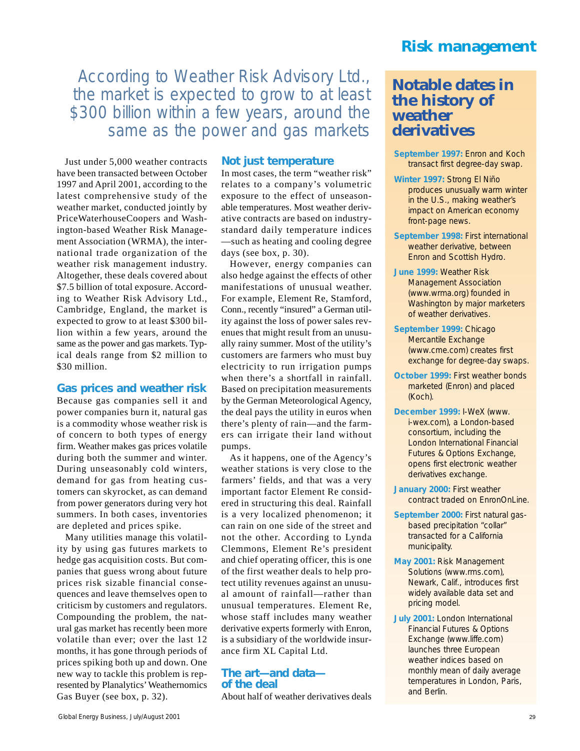> According to Weather Risk Advisory Ltd., the market is expected to grow to at least $300 billion within a few years, around the same as the power and gas markets

Just under 5,000 weather contracts have been transacted between October 1997 and April 2001, according to the latest comprehensive study of the weather market, conducted jointly by PriceWaterhouseCoopers and Washington-based Weather Risk Management Association (WRMA), the international trade organization of the weather risk management industry. Altogether, these deals covered about $7.5 billion of total exposure. According to Weather Risk Advisory Ltd., Cambridge, England, the market is expected to grow to at least $300 billion within a few years, around the same as the power and gas markets. Typical deals range from $2 million to $30 million.

### Gas prices and weather risk

Because gas companies sell it and power companies burn it, natural gas is a commodity whose weather risk is of concern to both types of energy firm. Weather makes gas prices volatile during both the summer and winter. During unseasonably cold winters, demand for gas from heating customers can skyrocket, as can demand from power generators during very hot summers. In both cases, inventories are depleted and prices spike.

Many utilities manage this volatility by using gas futures markets to hedge gas acquisition costs. But companies that guess wrong about future prices risk sizable financial consequences and leave themselves open to criticism by customers and regulators. Compounding the problem, the natural gas market has recently been more volatile than ever; over the last 12 months, it has gone through periods of prices spiking both up and down. One new way to tackle this problem is represented by Planalytics' Weathernomics Gas Buyer (see box, p. 32).

### Not just temperature

In most cases, the term "weather risk" relates to a company's volumetric exposure to the effect of unseasonable temperatures. Most weather derivative contracts are based on industry-standard daily temperature indices—such as heating and cooling degree days (see box, p. 30).

However, energy companies can also hedge against the effects of other manifestations of unusual weather. For example, Element Re, Stamford, Conn., recently "insured" a German utility against the loss of power sales revenues that might result from an unusually rainy summer. Most of the utility's customers are farmers who must buy electricity to run irrigation pumps when there's a shortfall in rainfall. Based on precipitation measurements by the German Meteorological Agency, the deal pays the utility in euros when there's plenty of rain—and the farmers can irrigate their land without pumps.

As it happens, one of the Agency's weather stations is very close to the farmers' fields, and that was a very important factor Element Re considered in structuring this deal. Rainfall is a very localized phenomenon; it can rain on one side of the street and not the other. According to Lynda Clemmons, Element Re's president and chief operating officer, this is one of the first weather deals to help protect utility revenues against an unusual amount of rainfall—rather than unusual temperatures. Element Re, whose staff includes many weather derivative experts formerly with Enron, is a subsidiary of the worldwide insurance firm XL Capital Ltd.

### The art—and data—of the deal

About half of weather derivatives deals

## Notable dates in the history of weather derivatives

- **September 1997:** Enron and Koch transact first degree-day swap.
- **Winter 1997:** Strong El Niño produces unusually warm winter in the U.S., making weather's impact on American economy front-page news.
- **September 1998:** First international weather derivative, between Enron and Scottish Hydro.
- **June 1999:** Weather Risk Management Association (www.wrma.org) founded in Washington by major marketers of weather derivatives.
- **September 1999:** Chicago Mercantile Exchange (www.cme.com) creates first exchange for degree-day swaps.
- **October 1999:** First weather bonds marketed (Enron) and placed (Koch).
- **December 1999:** I-WeX (www.i-wex.com), a London-based consortium, including the London International Financial Futures & Options Exchange, opens first electronic weather derivatives exchange.
- **January 2000:** First weather contract traded on EnronOnLine.
- **September 2000:** First natural gas-based precipitation "collar" transacted for a California municipality.
- **May 2001:** Risk Management Solutions (www.rms.com), Newark, Calif., introduces first widely available data set and pricing model.
- **July 2001:** London International Financial Futures & Options Exchange (www.liffe.com) launches three European weather indices based on monthly mean of daily average temperatures in London, Paris, and Berlin.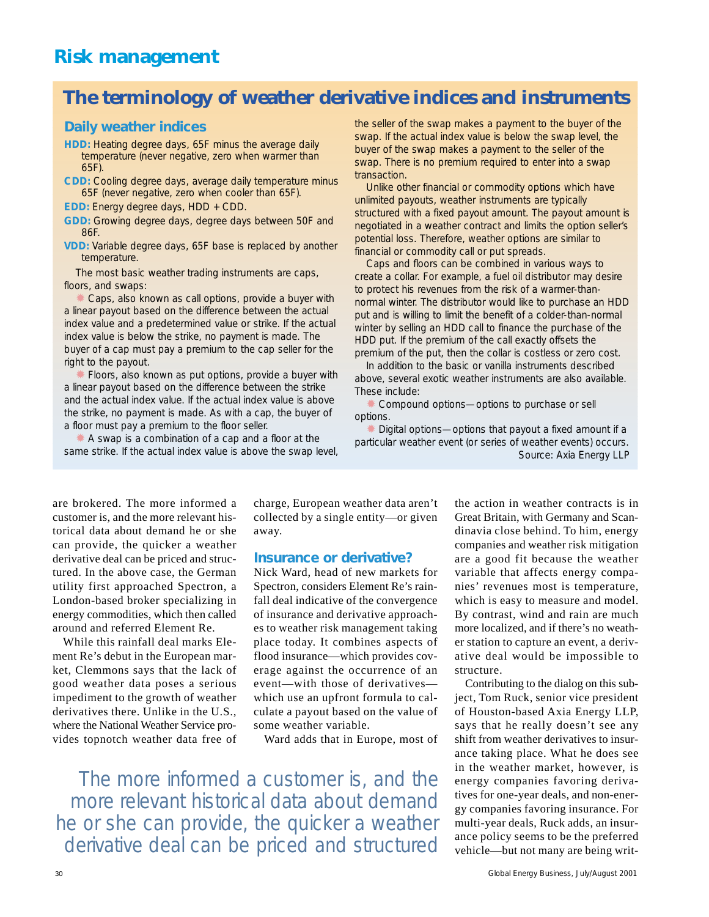# Risk management

## The terminology of weather derivative indices and instruments

### Daily weather indices

**HDD:** Heating degree days, 65F minus the average daily temperature (never negative, zero when warmer than 65F).

**CDD:** Cooling degree days, average daily temperature minus 65F (never negative, zero when cooler than 65F).

**EDD:** Energy degree days, HDD + CDD.

**GDD:** Growing degree days, degree days between 50F and 86F.

**VDD:** Variable degree days, 65F base is replaced by another temperature.

The most basic weather trading instruments are caps, floors, and swaps:

- Caps, also known as call options, provide a buyer with a linear payout based on the difference between the actual index value and a predetermined value or strike. If the actual index value is below the strike, no payment is made. The buyer of a cap must pay a premium to the cap seller for the right to the payout.
- Floors, also known as put options, provide a buyer with a linear payout based on the difference between the strike and the actual index value. If the actual index value is above the strike, no payment is made. As with a cap, the buyer of a floor must pay a premium to the floor seller.
- A swap is a combination of a cap and a floor at the same strike. If the actual index value is above the swap level, the seller of the swap makes a payment to the buyer of the swap. If the actual index value is below the swap level, the buyer of the swap makes a payment to the seller of the swap. There is no premium required to enter into a swap transaction.

Unlike other financial or commodity options which have unlimited payouts, weather instruments are typically structured with a fixed payout amount. The payout amount is negotiated in a weather contract and limits the option seller's potential loss. Therefore, weather options are similar to financial or commodity call or put spreads.

Caps and floors can be combined in various ways to create a collar. For example, a fuel oil distributor may desire to protect his revenues from the risk of a warmer-than-normal winter. The distributor would like to purchase an HDD put and is willing to limit the benefit of a colder-than-normal winter by selling an HDD call to finance the purchase of the HDD put. If the premium of the call exactly offsets the premium of the put, then the collar is costless or zero cost.

In addition to the basic or vanilla instruments described above, several exotic weather instruments are also available. These include:

- Compound options—options to purchase or sell options.
- Digital options—options that payout a fixed amount if a particular weather event (or series of weather events) occurs.

Source: Axia Energy LLP

are brokered. The more informed a customer is, and the more relevant historical data about demand he or she can provide, the quicker a weather derivative deal can be priced and structured. In the above case, the German utility first approached Spectron, a London-based broker specializing in energy commodities, which then called around and referred Element Re.

While this rainfall deal marks Element Re's debut in the European market, Clemmons says that the lack of good weather data poses a serious impediment to the growth of weather derivatives there. Unlike in the U.S., where the National Weather Service provides topnotch weather data free of charge, European weather data aren't collected by a single entity—or given away.

### Insurance or derivative?

Nick Ward, head of new markets for Spectron, considers Element Re's rainfall deal indicative of the convergence of insurance and derivative approaches to weather risk management taking place today. It combines aspects of flood insurance—which provides coverage against the occurrence of an event—with those of derivatives—which use an upfront formula to calculate a payout based on the value of some weather variable.

Ward adds that in Europe, most of the action in weather contracts is in Great Britain, with Germany and Scandinavia close behind. To him, energy companies and weather risk mitigation are a good fit because the weather variable that affects energy companies' revenues most is temperature, which is easy to measure and model. By contrast, wind and rain are much more localized, and if there's no weather station to capture an event, a derivative deal would be impossible to structure.

Contributing to the dialog on this subject, Tom Ruck, senior vice president of Houston-based Axia Energy LLP, says that he really doesn't see any shift from weather derivatives to insurance taking place. What he does see in the weather market, however, is energy companies favoring derivatives for one-year deals, and non-energy companies favoring insurance. For multi-year deals, Ruck adds, an insurance policy seems to be the preferred vehicle—but not many are being writ-

> The more informed a customer is, and the more relevant historical data about demand he or she can provide, the quicker a weather derivative deal can be priced and structured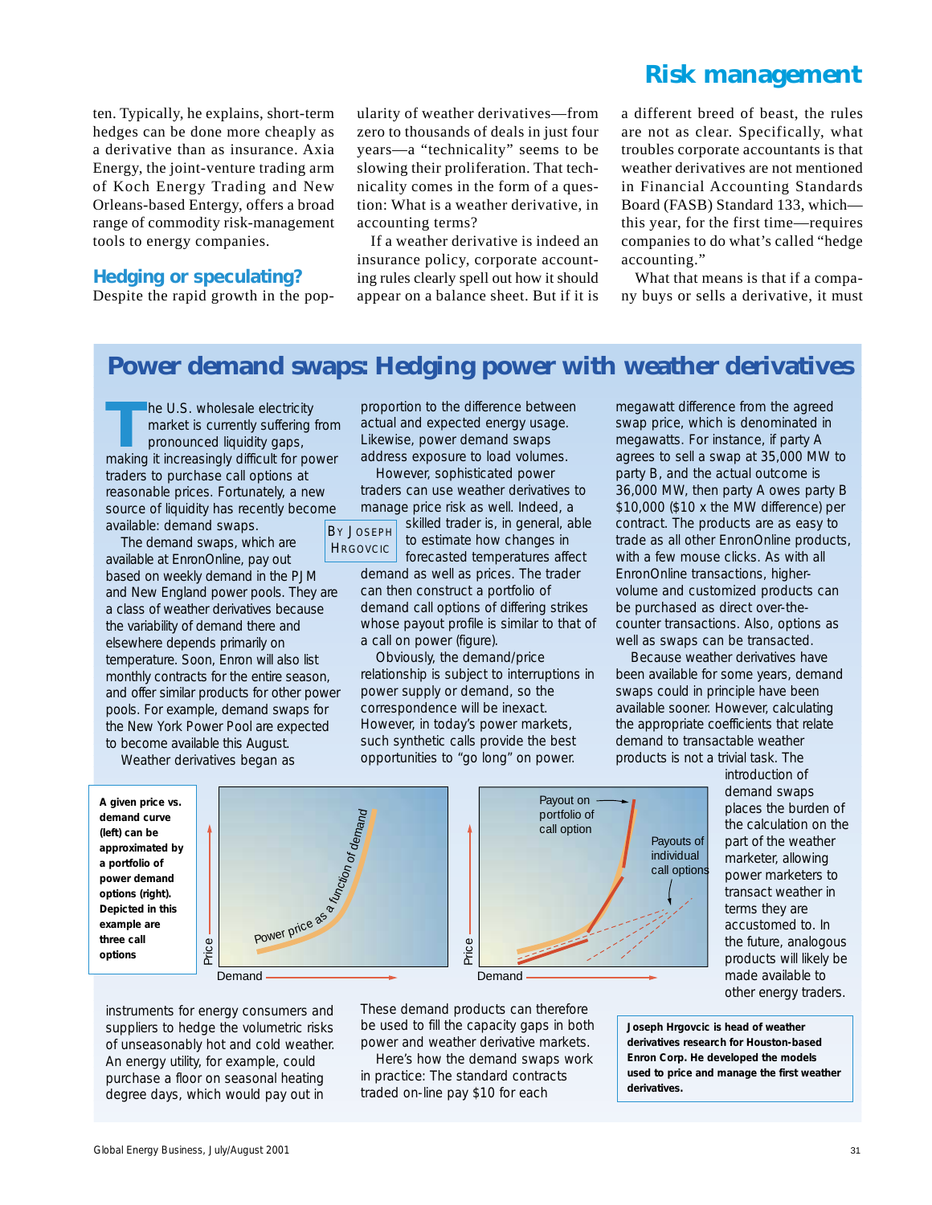ten. Typically, he explains, short-term hedges can be done more cheaply as a derivative than as insurance. Axia Energy, the joint-venture trading arm of Koch Energy Trading and New Orleans-based Entergy, offers a broad range of commodity risk-management tools to energy companies.

### Hedging or speculating?

Despite the rapid growth in the popularity of weather derivatives—from zero to thousands of deals in just four years—a "technicality" seems to be slowing their proliferation. That technicality comes in the form of a question: What is a weather derivative, in accounting terms?

If a weather derivative is indeed an insurance policy, corporate accounting rules clearly spell out how it should appear on a balance sheet. But if it is a different breed of beast, the rules are not as clear. Specifically, what troubles corporate accountants is that weather derivatives are not mentioned in Financial Accounting Standards Board (FASB) Standard 133, which—this year, for the first time—requires companies to do what's called "hedge accounting."

What that means is that if a company buys or sells a derivative, it must

## Power demand swaps: Hedging power with weather derivatives

By Joseph Hrgovcic

The U.S. wholesale electricity market is currently suffering from pronounced liquidity gaps, making it increasingly difficult for power traders to purchase call options at reasonable prices. Fortunately, a new source of liquidity has recently become available: demand swaps.

The demand swaps, which are available at EnronOnline, pay out based on weekly demand in the PJM and New England power pools. They are a class of weather derivatives because the variability of demand there and elsewhere depends primarily on temperature. Soon, Enron will also list monthly contracts for the entire season, and offer similar products for other power pools. For example, demand swaps for the New York Power Pool are expected to become available this August.

Weather derivatives began as instruments for energy consumers and suppliers to hedge the volumetric risks of unseasonably hot and cold weather. An energy utility, for example, could purchase a floor on seasonal heating degree days, which would pay out in proportion to the difference between actual and expected energy usage. Likewise, power demand swaps address exposure to load volumes.

However, sophisticated power traders can use weather derivatives to manage price risk as well. Indeed, a skilled trader is, in general, able to estimate how changes in forecasted temperatures affect demand as well as prices. The trader can then construct a portfolio of demand call options of differing strikes whose payout profile is similar to that of a call on power (figure).

Obviously, the demand/price relationship is subject to interruptions in power supply or demand, so the correspondence will be inexact. However, in today's power markets, such synthetic calls provide the best opportunities to "go long" on power. These demand products can therefore be used to fill the capacity gaps in both power and weather derivative markets.

Here's how the demand swaps work in practice: The standard contracts traded on-line pay $10 for each megawatt difference from the agreed swap price, which is denominated in megawatts. For instance, if party A agrees to sell a swap at 35,000 MW to party B, and the actual outcome is 36,000 MW, then party A owes party B $10,000 ($10 x the MW difference) per contract. The products are as easy to trade as all other EnronOnline products, with a few mouse clicks. As with all EnronOnline transactions, higher-volume and customized products can be purchased as direct over-the-counter transactions. Also, options as well as swaps can be transacted.

Because weather derivatives have been available for some years, demand swaps could in principle have been available sooner. However, calculating the appropriate coefficients that relate demand to transactable weather products is not a trivial task. The introduction of demand swaps places the burden of the calculation on the part of the weather marketer, allowing power marketers to transact weather in terms they are accustomed to. In the future, analogous products will likely be made available to other energy traders.

**A given price vs. demand curve (left) can be approximated by a portfolio of power demand options (right). Depicted in this example are three call options**

**Joseph Hrgovcic is head of weather derivatives research for Houston-based Enron Corp. He developed the models used to price and manage the first weather derivatives.**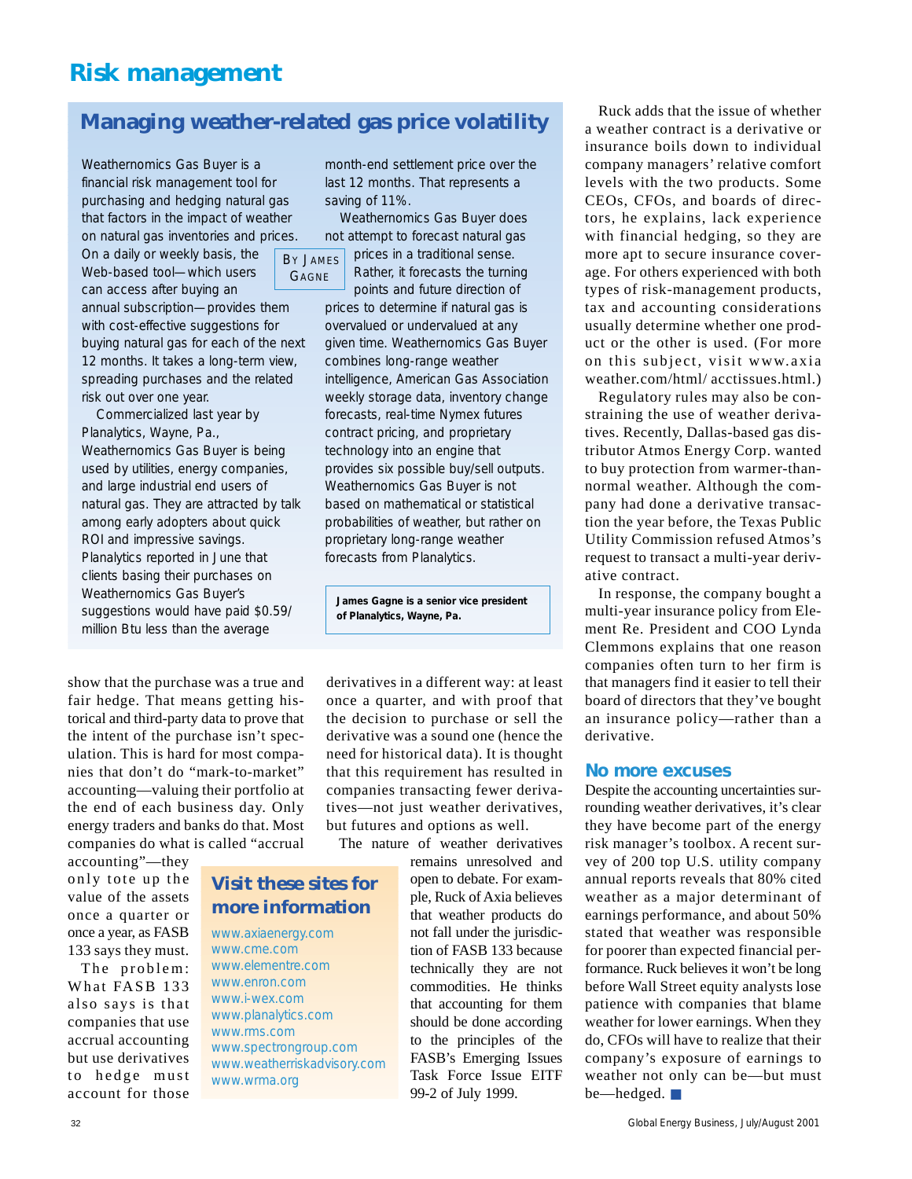## Risk management

### Managing weather-related gas price volatility

BY JAMES GAGNE

Weathernomics Gas Buyer is a financial risk management tool for purchasing and hedging natural gas that factors in the impact of weather on natural gas inventories and prices. On a daily or weekly basis, the Web-based tool—which users can access after buying an annual subscription—provides them with cost-effective suggestions for buying natural gas for each of the next 12 months. It takes a long-term view, spreading purchases and the related risk out over one year.

Commercialized last year by Planalytics, Wayne, Pa., Weathernomics Gas Buyer is being used by utilities, energy companies, and large industrial end users of natural gas. They are attracted by talk among early adopters about quick ROI and impressive savings. Planalytics reported in June that clients basing their purchases on Weathernomics Gas Buyer's suggestions would have paid $0.59/million Btu less than the average month-end settlement price over the last 12 months. That represents a saving of 11%.

Weathernomics Gas Buyer does not attempt to forecast natural gas prices in a traditional sense. Rather, it forecasts the turning points and future direction of prices to determine if natural gas is overvalued or undervalued at any given time. Weathernomics Gas Buyer combines long-range weather intelligence, American Gas Association weekly storage data, inventory change forecasts, real-time Nymex futures contract pricing, and proprietary technology into an engine that provides six possible buy/sell outputs. Weathernomics Gas Buyer is not based on mathematical or statistical probabilities of weather, but rather on proprietary long-range weather forecasts from Planalytics.

**James Gagne is a senior vice president of Planalytics, Wayne, Pa.**

show that the purchase was a true and fair hedge. That means getting historical and third-party data to prove that the intent of the purchase isn't speculation. This is hard for most companies that don't do "mark-to-market" accounting—valuing their portfolio at the end of each business day. Only energy traders and banks do that. Most companies do what is called "accrual accounting"—they only tote up the value of the assets once a quarter or once a year, as FASB 133 says they must.

The problem: What FASB 133 also says is that companies that use accrual accounting but use derivatives to hedge must account for those derivatives in a different way: at least once a quarter, and with proof that the decision to purchase or sell the derivative was a sound one (hence the need for historical data). It is thought that this requirement has resulted in companies transacting fewer derivatives—not just weather derivatives, but futures and options as well.

The nature of weather derivatives remains unresolved and open to debate. For example, Ruck of Axia believes that weather products do not fall under the jurisdiction of FASB 133 because technically they are not commodities. He thinks that accounting for them should be done according to the principles of the FASB's Emerging Issues Task Force Issue EITF 99-2 of July 1999.

### Visit these sites for more information

www.axiaenergy.com
www.cme.com
www.elementre.com
www.enron.com
www.i-wex.com
www.planalytics.com
www.rms.com
www.spectrongroup.com
www.weatherriskadvisory.com
www.wrma.org

Ruck adds that the issue of whether a weather contract is a derivative or insurance boils down to individual company managers' relative comfort levels with the two products. Some CEOs, CFOs, and boards of directors, he explains, lack experience with financial hedging, so they are more apt to secure insurance coverage. For others experienced with both types of risk-management products, tax and accounting considerations usually determine whether one product or the other is used. (For more on this subject, visit www.axiaweather.com/html/ acctissues.html.)

Regulatory rules may also be constraining the use of weather derivatives. Recently, Dallas-based gas distributor Atmos Energy Corp. wanted to buy protection from warmer-than-normal weather. Although the company had done a derivative transaction the year before, the Texas Public Utility Commission refused Atmos's request to transact a multi-year derivative contract.

In response, the company bought a multi-year insurance policy from Element Re. President and COO Lynda Clemmons explains that one reason companies often turn to her firm is that managers find it easier to tell their board of directors that they've bought an insurance policy—rather than a derivative.

### No more excuses

Despite the accounting uncertainties surrounding weather derivatives, it's clear they have become part of the energy risk manager's toolbox. A recent survey of 200 top U.S. utility company annual reports reveals that 80% cited weather as a major determinant of earnings performance, and about 50% stated that weather was responsible for poorer than expected financial performance. Ruck believes it won't be long before Wall Street equity analysts lose patience with companies that blame weather for lower earnings. When they do, CFOs will have to realize that their company's exposure of earnings to weather not only can be—but must be—hedged. ■